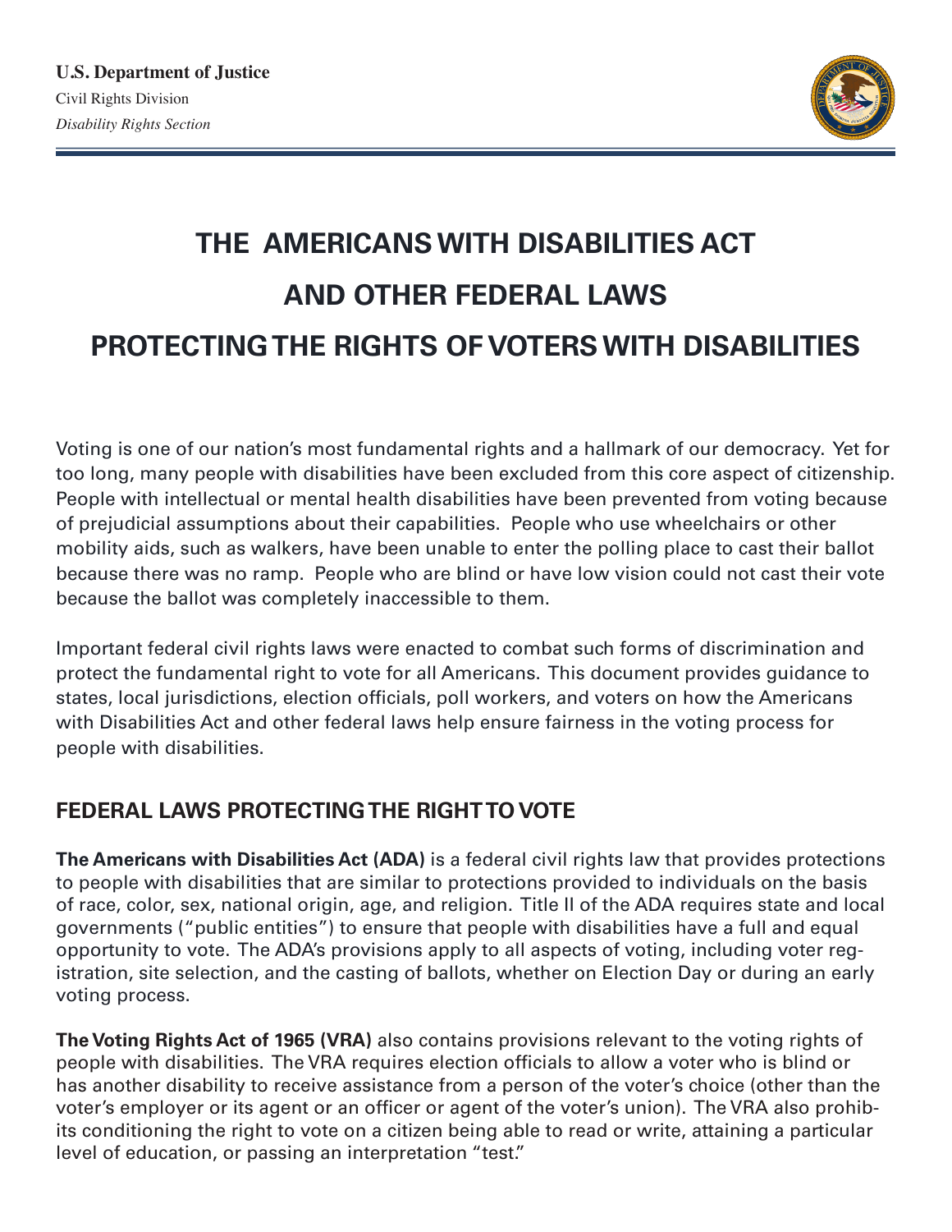**U.S. Department of Justice**
Civil Rights Division
*Disability Rights Section*

# THE AMERICANS WITH DISABILITIES ACT AND OTHER FEDERAL LAWS PROTECTING THE RIGHTS OF VOTERS WITH DISABILITIES

Voting is one of our nation's most fundamental rights and a hallmark of our democracy. Yet for too long, many people with disabilities have been excluded from this core aspect of citizenship. People with intellectual or mental health disabilities have been prevented from voting because of prejudicial assumptions about their capabilities. People who use wheelchairs or other mobility aids, such as walkers, have been unable to enter the polling place to cast their ballot because there was no ramp. People who are blind or have low vision could not cast their vote because the ballot was completely inaccessible to them.

Important federal civil rights laws were enacted to combat such forms of discrimination and protect the fundamental right to vote for all Americans. This document provides guidance to states, local jurisdictions, election officials, poll workers, and voters on how the Americans with Disabilities Act and other federal laws help ensure fairness in the voting process for people with disabilities.

## FEDERAL LAWS PROTECTING THE RIGHT TO VOTE

**The Americans with Disabilities Act (ADA)** is a federal civil rights law that provides protections to people with disabilities that are similar to protections provided to individuals on the basis of race, color, sex, national origin, age, and religion. Title II of the ADA requires state and local governments ("public entities") to ensure that people with disabilities have a full and equal opportunity to vote. The ADA's provisions apply to all aspects of voting, including voter registration, site selection, and the casting of ballots, whether on Election Day or during an early voting process.

**The Voting Rights Act of 1965 (VRA)** also contains provisions relevant to the voting rights of people with disabilities. The VRA requires election officials to allow a voter who is blind or has another disability to receive assistance from a person of the voter's choice (other than the voter's employer or its agent or an officer or agent of the voter's union). The VRA also prohibits conditioning the right to vote on a citizen being able to read or write, attaining a particular level of education, or passing an interpretation "test."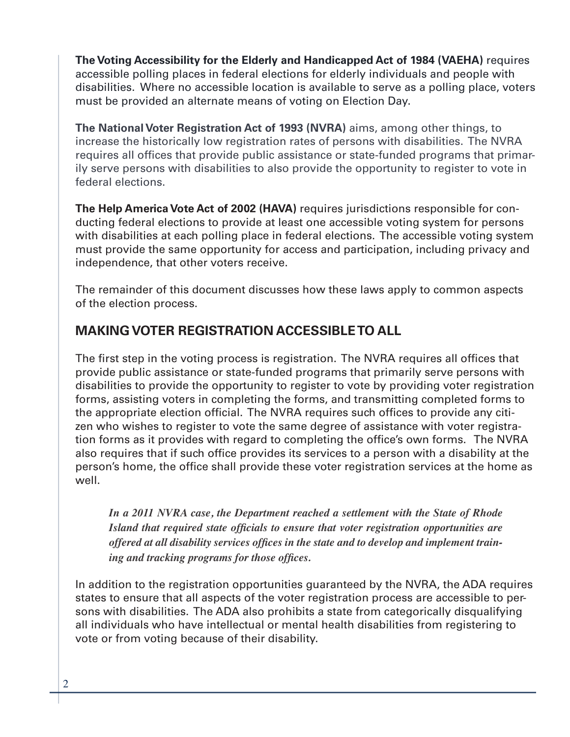**The Voting Accessibility for the Elderly and Handicapped Act of 1984 (VAEHA)** requires accessible polling places in federal elections for elderly individuals and people with disabilities. Where no accessible location is available to serve as a polling place, voters must be provided an alternate means of voting on Election Day.

**The National Voter Registration Act of 1993 (NVRA)** aims, among other things, to increase the historically low registration rates of persons with disabilities. The NVRA requires all offices that provide public assistance or state-funded programs that primarily serve persons with disabilities to also provide the opportunity to register to vote in federal elections.

**The Help America Vote Act of 2002 (HAVA)** requires jurisdictions responsible for conducting federal elections to provide at least one accessible voting system for persons with disabilities at each polling place in federal elections. The accessible voting system must provide the same opportunity for access and participation, including privacy and independence, that other voters receive.

The remainder of this document discusses how these laws apply to common aspects of the election process.

## MAKING VOTER REGISTRATION ACCESSIBLE TO ALL

The first step in the voting process is registration. The NVRA requires all offices that provide public assistance or state-funded programs that primarily serve persons with disabilities to provide the opportunity to register to vote by providing voter registration forms, assisting voters in completing the forms, and transmitting completed forms to the appropriate election official. The NVRA requires such offices to provide any citizen who wishes to register to vote the same degree of assistance with voter registration forms as it provides with regard to completing the office's own forms. The NVRA also requires that if such office provides its services to a person with a disability at the person's home, the office shall provide these voter registration services at the home as well.

> ***In a 2011 NVRA case, the Department reached a settlement with the State of Rhode Island that required state officials to ensure that voter registration opportunities are offered at all disability services offices in the state and to develop and implement training and tracking programs for those offices.***

In addition to the registration opportunities guaranteed by the NVRA, the ADA requires states to ensure that all aspects of the voter registration process are accessible to persons with disabilities. The ADA also prohibits a state from categorically disqualifying all individuals who have intellectual or mental health disabilities from registering to vote or from voting because of their disability.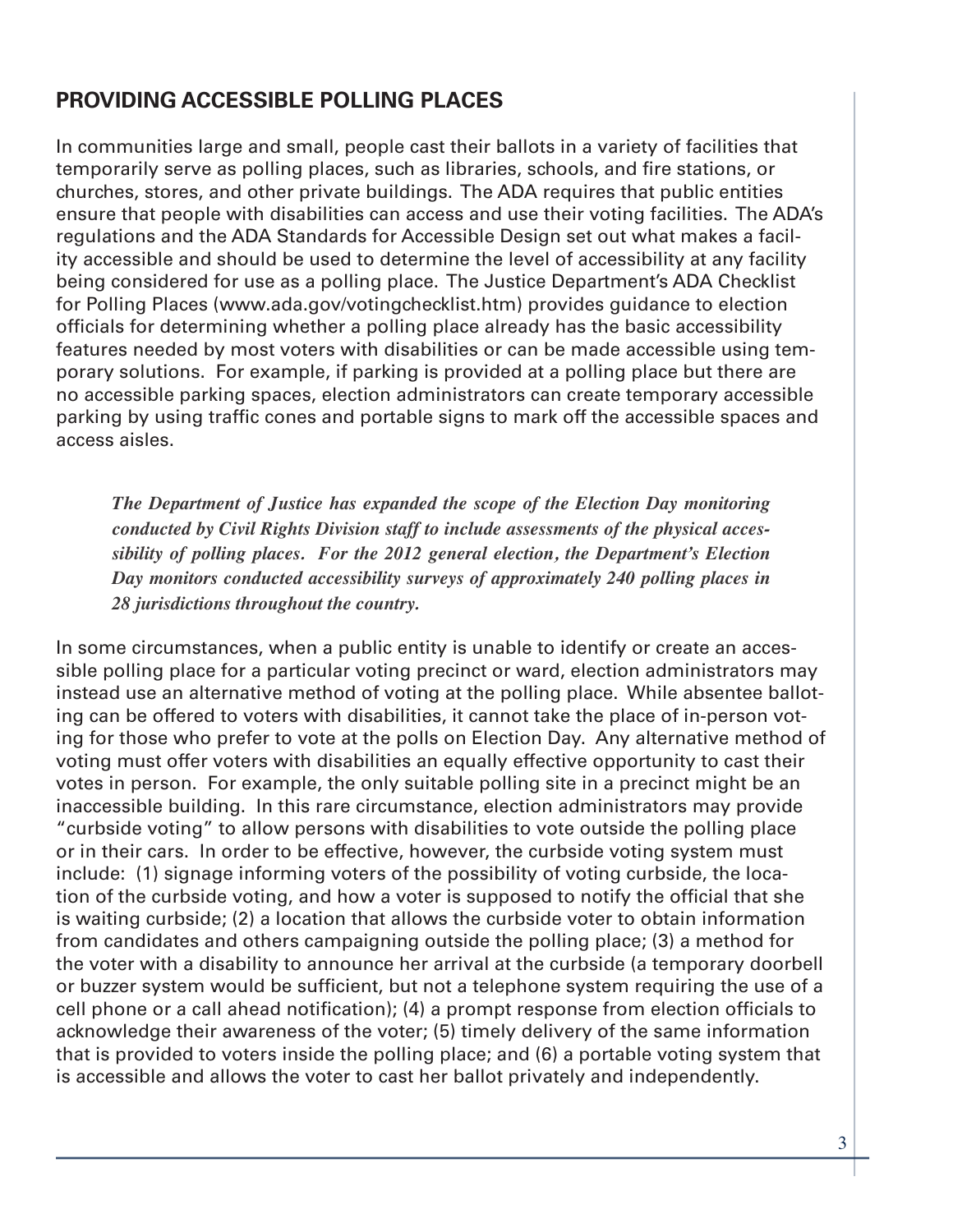## PROVIDING ACCESSIBLE POLLING PLACES

In communities large and small, people cast their ballots in a variety of facilities that temporarily serve as polling places, such as libraries, schools, and fire stations, or churches, stores, and other private buildings. The ADA requires that public entities ensure that people with disabilities can access and use their voting facilities. The ADA's regulations and the ADA Standards for Accessible Design set out what makes a facility accessible and should be used to determine the level of accessibility at any facility being considered for use as a polling place. The Justice Department's ADA Checklist for Polling Places (www.ada.gov/votingchecklist.htm) provides guidance to election officials for determining whether a polling place already has the basic accessibility features needed by most voters with disabilities or can be made accessible using temporary solutions. For example, if parking is provided at a polling place but there are no accessible parking spaces, election administrators can create temporary accessible parking by using traffic cones and portable signs to mark off the accessible spaces and access aisles.

> ***The Department of Justice has expanded the scope of the Election Day monitoring conducted by Civil Rights Division staff to include assessments of the physical accessibility of polling places. For the 2012 general election, the Department's Election Day monitors conducted accessibility surveys of approximately 240 polling places in 28 jurisdictions throughout the country.***

In some circumstances, when a public entity is unable to identify or create an accessible polling place for a particular voting precinct or ward, election administrators may instead use an alternative method of voting at the polling place. While absentee balloting can be offered to voters with disabilities, it cannot take the place of in-person voting for those who prefer to vote at the polls on Election Day. Any alternative method of voting must offer voters with disabilities an equally effective opportunity to cast their votes in person. For example, the only suitable polling site in a precinct might be an inaccessible building. In this rare circumstance, election administrators may provide "curbside voting" to allow persons with disabilities to vote outside the polling place or in their cars. In order to be effective, however, the curbside voting system must include: (1) signage informing voters of the possibility of voting curbside, the location of the curbside voting, and how a voter is supposed to notify the official that she is waiting curbside; (2) a location that allows the curbside voter to obtain information from candidates and others campaigning outside the polling place; (3) a method for the voter with a disability to announce her arrival at the curbside (a temporary doorbell or buzzer system would be sufficient, but not a telephone system requiring the use of a cell phone or a call ahead notification); (4) a prompt response from election officials to acknowledge their awareness of the voter; (5) timely delivery of the same information that is provided to voters inside the polling place; and (6) a portable voting system that is accessible and allows the voter to cast her ballot privately and independently.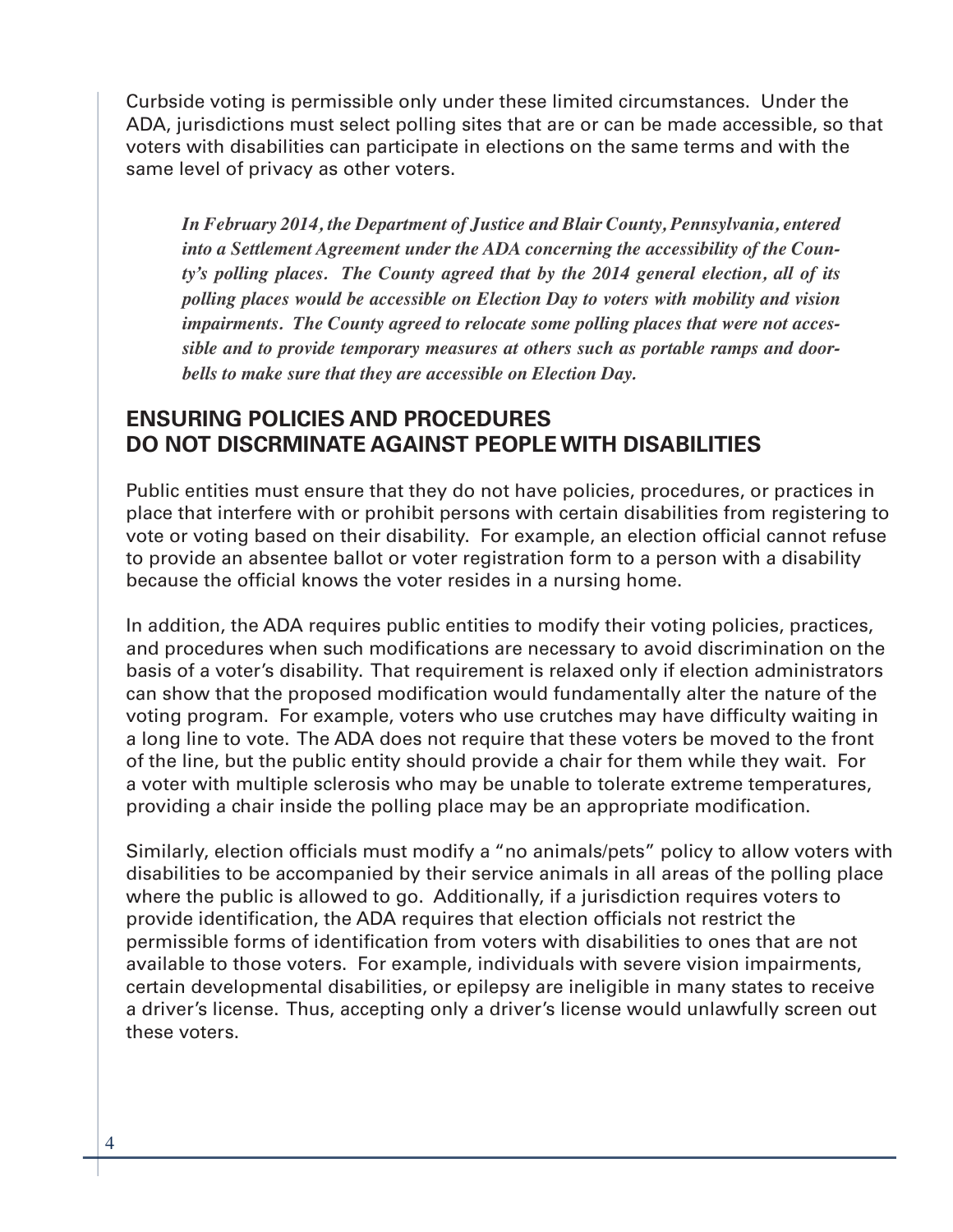Curbside voting is permissible only under these limited circumstances. Under the ADA, jurisdictions must select polling sites that are or can be made accessible, so that voters with disabilities can participate in elections on the same terms and with the same level of privacy as other voters.

***In February 2014, the Department of Justice and Blair County, Pennsylvania, entered into a Settlement Agreement under the ADA concerning the accessibility of the County's polling places. The County agreed that by the 2014 general election, all of its polling places would be accessible on Election Day to voters with mobility and vision impairments. The County agreed to relocate some polling places that were not accessible and to provide temporary measures at others such as portable ramps and doorbells to make sure that they are accessible on Election Day.***

## ENSURING POLICIES AND PROCEDURES DO NOT DISCRMINATE AGAINST PEOPLE WITH DISABILITIES

Public entities must ensure that they do not have policies, procedures, or practices in place that interfere with or prohibit persons with certain disabilities from registering to vote or voting based on their disability. For example, an election official cannot refuse to provide an absentee ballot or voter registration form to a person with a disability because the official knows the voter resides in a nursing home.

In addition, the ADA requires public entities to modify their voting policies, practices, and procedures when such modifications are necessary to avoid discrimination on the basis of a voter's disability. That requirement is relaxed only if election administrators can show that the proposed modification would fundamentally alter the nature of the voting program. For example, voters who use crutches may have difficulty waiting in a long line to vote. The ADA does not require that these voters be moved to the front of the line, but the public entity should provide a chair for them while they wait. For a voter with multiple sclerosis who may be unable to tolerate extreme temperatures, providing a chair inside the polling place may be an appropriate modification.

Similarly, election officials must modify a "no animals/pets" policy to allow voters with disabilities to be accompanied by their service animals in all areas of the polling place where the public is allowed to go. Additionally, if a jurisdiction requires voters to provide identification, the ADA requires that election officials not restrict the permissible forms of identification from voters with disabilities to ones that are not available to those voters. For example, individuals with severe vision impairments, certain developmental disabilities, or epilepsy are ineligible in many states to receive a driver's license. Thus, accepting only a driver's license would unlawfully screen out these voters.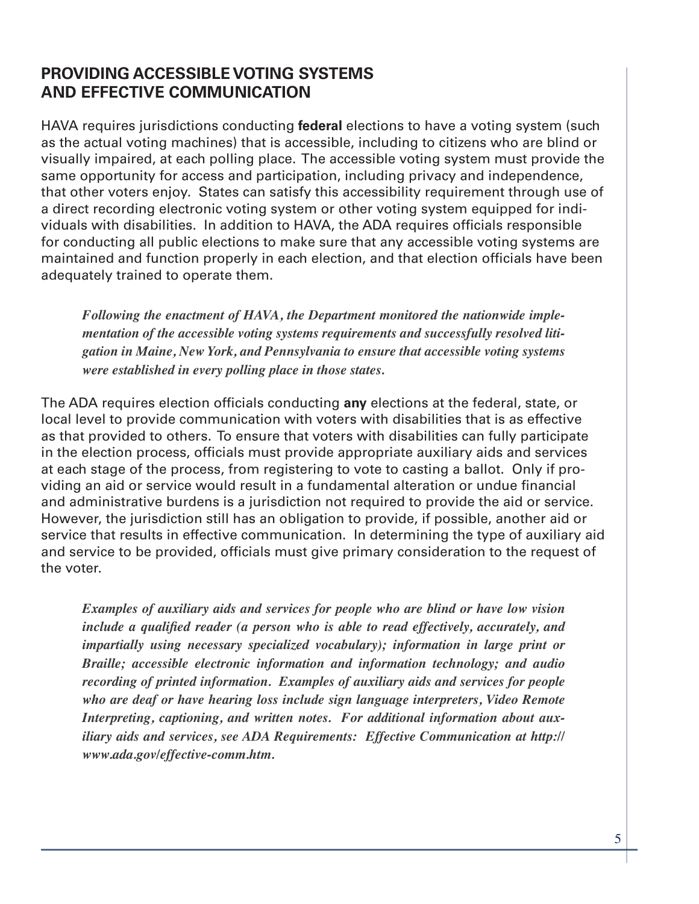## PROVIDING ACCESSIBLE VOTING SYSTEMS AND EFFECTIVE COMMUNICATION

HAVA requires jurisdictions conducting **federal** elections to have a voting system (such as the actual voting machines) that is accessible, including to citizens who are blind or visually impaired, at each polling place. The accessible voting system must provide the same opportunity for access and participation, including privacy and independence, that other voters enjoy. States can satisfy this accessibility requirement through use of a direct recording electronic voting system or other voting system equipped for individuals with disabilities. In addition to HAVA, the ADA requires officials responsible for conducting all public elections to make sure that any accessible voting systems are maintained and function properly in each election, and that election officials have been adequately trained to operate them.

> ***Following the enactment of HAVA, the Department monitored the nationwide implementation of the accessible voting systems requirements and successfully resolved litigation in Maine, New York, and Pennsylvania to ensure that accessible voting systems were established in every polling place in those states.***

The ADA requires election officials conducting **any** elections at the federal, state, or local level to provide communication with voters with disabilities that is as effective as that provided to others. To ensure that voters with disabilities can fully participate in the election process, officials must provide appropriate auxiliary aids and services at each stage of the process, from registering to vote to casting a ballot. Only if providing an aid or service would result in a fundamental alteration or undue financial and administrative burdens is a jurisdiction not required to provide the aid or service. However, the jurisdiction still has an obligation to provide, if possible, another aid or service that results in effective communication. In determining the type of auxiliary aid and service to be provided, officials must give primary consideration to the request of the voter.

> ***Examples of auxiliary aids and services for people who are blind or have low vision include a qualified reader (a person who is able to read effectively, accurately, and impartially using necessary specialized vocabulary); information in large print or Braille; accessible electronic information and information technology; and audio recording of printed information. Examples of auxiliary aids and services for people who are deaf or have hearing loss include sign language interpreters, Video Remote Interpreting, captioning, and written notes. For additional information about auxiliary aids and services, see ADA Requirements: Effective Communication at http://www.ada.gov/effective-comm.htm.***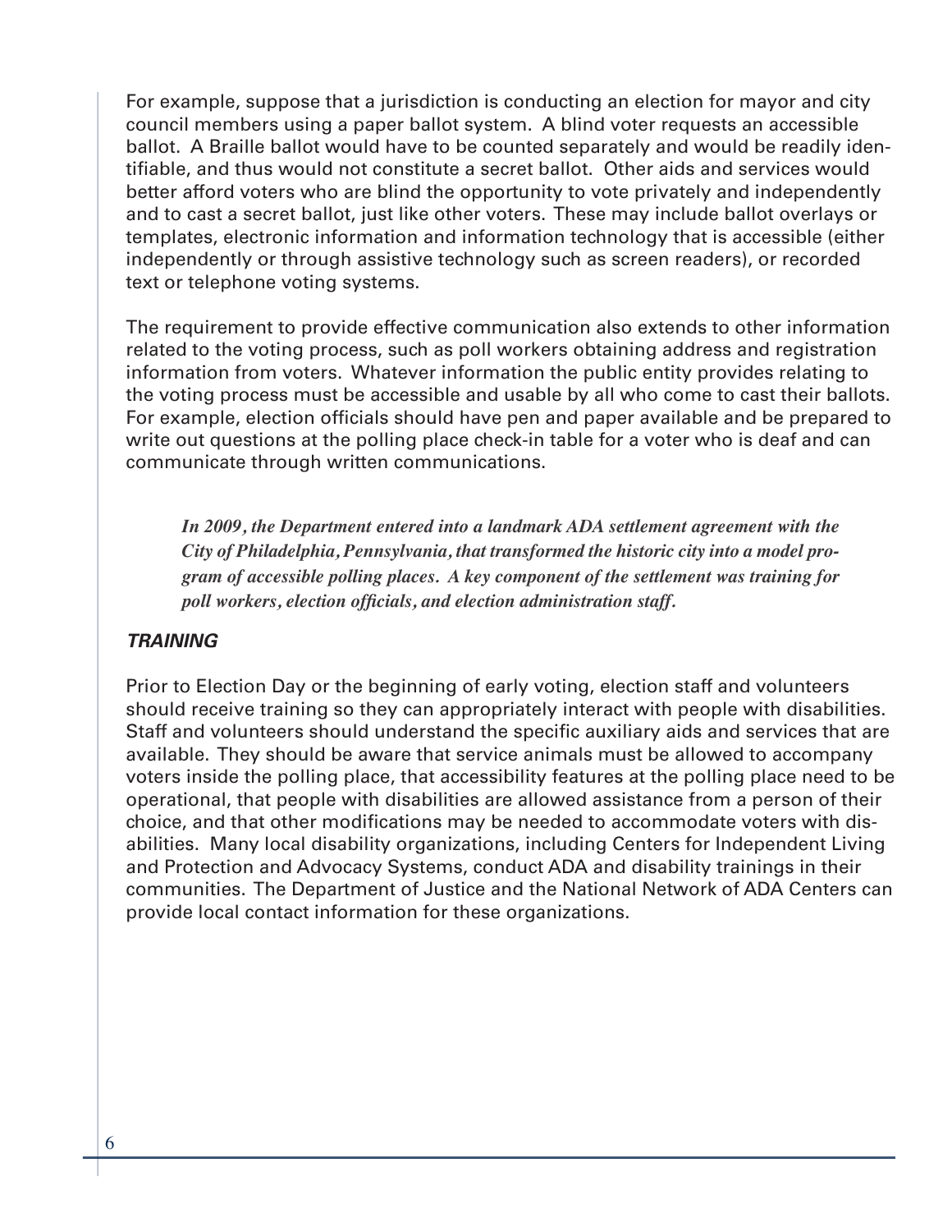For example, suppose that a jurisdiction is conducting an election for mayor and city council members using a paper ballot system. A blind voter requests an accessible ballot. A Braille ballot would have to be counted separately and would be readily identifiable, and thus would not constitute a secret ballot. Other aids and services would better afford voters who are blind the opportunity to vote privately and independently and to cast a secret ballot, just like other voters. These may include ballot overlays or templates, electronic information and information technology that is accessible (either independently or through assistive technology such as screen readers), or recorded text or telephone voting systems.

The requirement to provide effective communication also extends to other information related to the voting process, such as poll workers obtaining address and registration information from voters. Whatever information the public entity provides relating to the voting process must be accessible and usable by all who come to cast their ballots. For example, election officials should have pen and paper available and be prepared to write out questions at the polling place check-in table for a voter who is deaf and can communicate through written communications.

***In 2009, the Department entered into a landmark ADA settlement agreement with the City of Philadelphia, Pennsylvania, that transformed the historic city into a model program of accessible polling places. A key component of the settlement was training for poll workers, election officials, and election administration staff.***

### *TRAINING*

Prior to Election Day or the beginning of early voting, election staff and volunteers should receive training so they can appropriately interact with people with disabilities. Staff and volunteers should understand the specific auxiliary aids and services that are available. They should be aware that service animals must be allowed to accompany voters inside the polling place, that accessibility features at the polling place need to be operational, that people with disabilities are allowed assistance from a person of their choice, and that other modifications may be needed to accommodate voters with disabilities. Many local disability organizations, including Centers for Independent Living and Protection and Advocacy Systems, conduct ADA and disability trainings in their communities. The Department of Justice and the National Network of ADA Centers can provide local contact information for these organizations.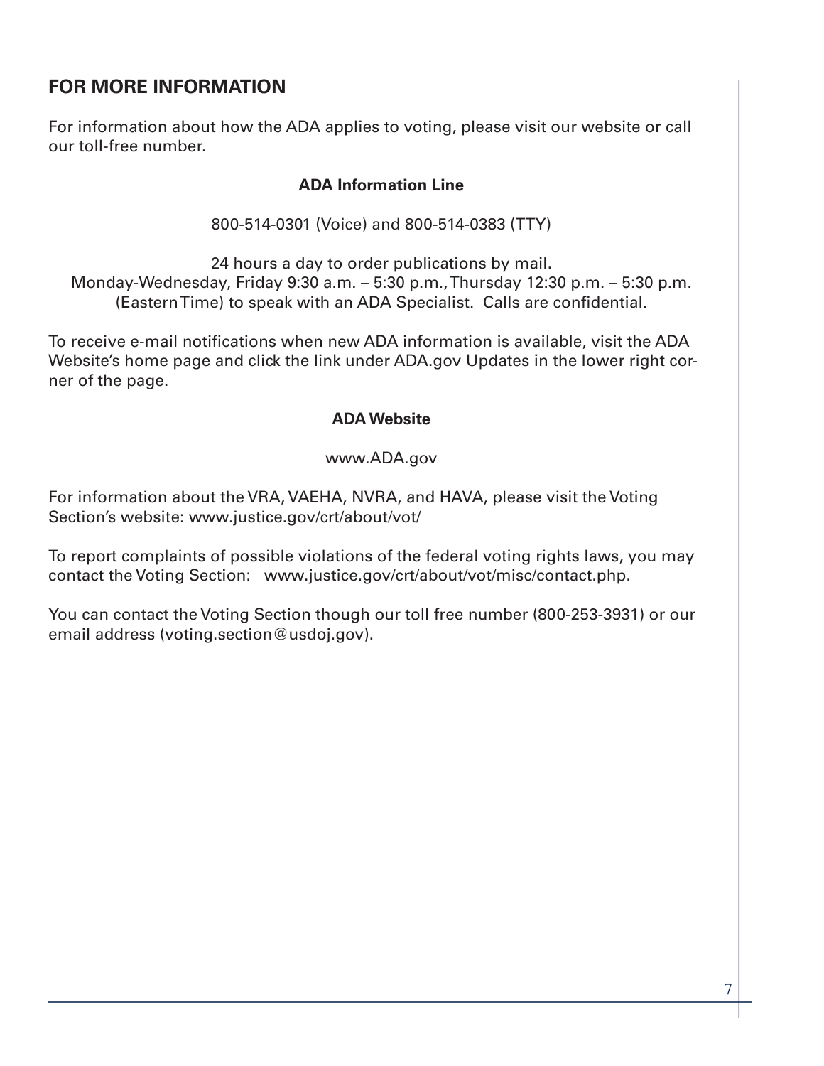## FOR MORE INFORMATION

For information about how the ADA applies to voting, please visit our website or call our toll-free number.

**ADA Information Line**

800-514-0301 (Voice) and 800-514-0383 (TTY)

24 hours a day to order publications by mail.
Monday-Wednesday, Friday 9:30 a.m. – 5:30 p.m., Thursday 12:30 p.m. – 5:30 p.m. (Eastern Time) to speak with an ADA Specialist. Calls are confidential.

To receive e-mail notifications when new ADA information is available, visit the ADA Website's home page and click the link under ADA.gov Updates in the lower right corner of the page.

**ADA Website**

www.ADA.gov

For information about the VRA, VAEHA, NVRA, and HAVA, please visit the Voting Section's website: www.justice.gov/crt/about/vot/

To report complaints of possible violations of the federal voting rights laws, you may contact the Voting Section: www.justice.gov/crt/about/vot/misc/contact.php.

You can contact the Voting Section though our toll free number (800-253-3931) or our email address (voting.section@usdoj.gov).